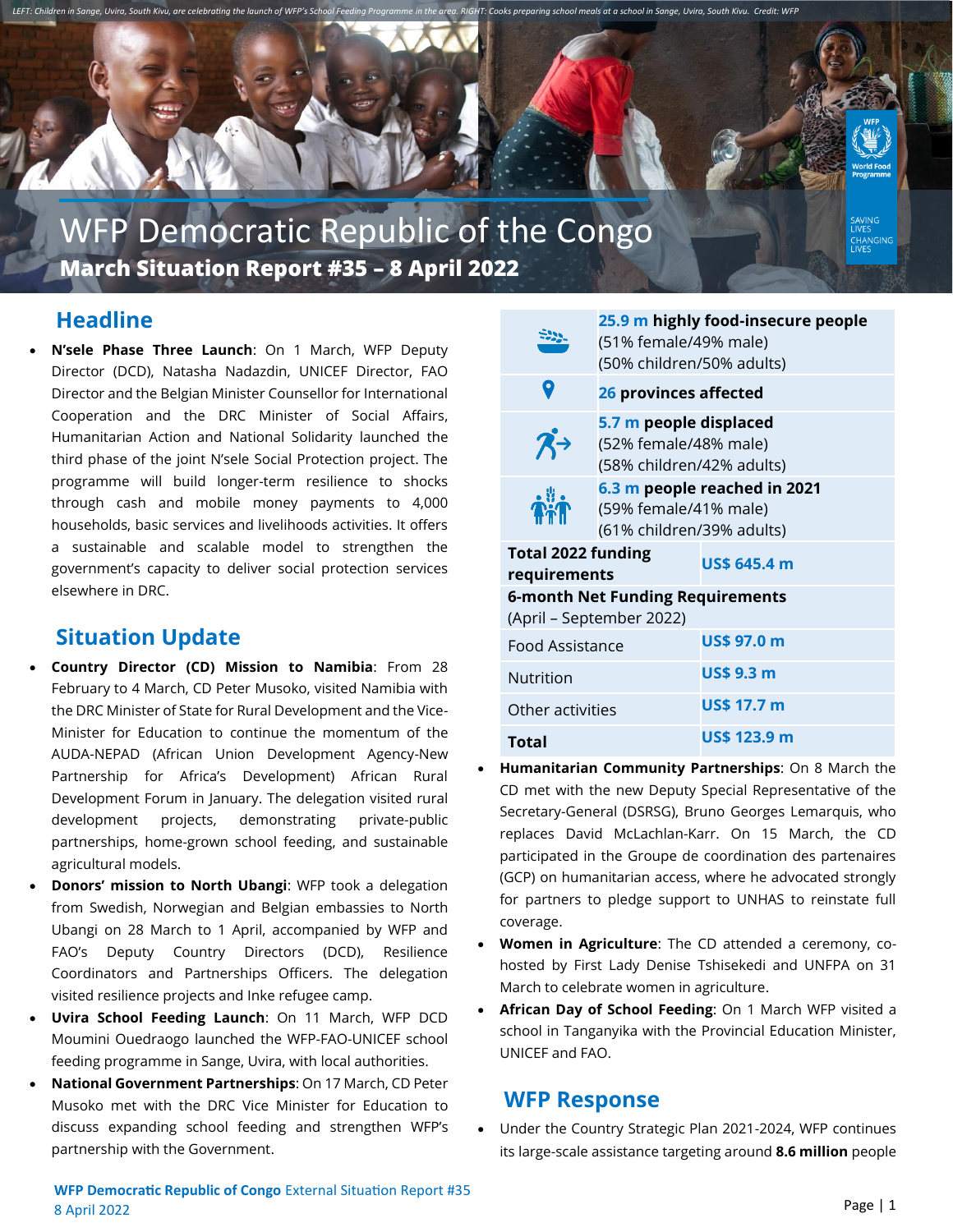LEFT: Children in Sange, Uvira, South Kivu, are celebrating the launch of WFP's School Feeding Programme in the area. RIGHT: Cooks preparing school meals at a school in Sange, Uvira, South Kivu. Credit: WFP

# WFP Democratic Republic of the Congo

**March Situation Report #35 – 8 April 2022**

## Headline

- **N'sele Phase Three Launch**: On 1 March, WFP Deputy Director (DCD), Natasha Nadazdin, UNICEF Director, FAO Director and the Belgian Minister Counsellor for International Cooperation and the DRC Minister of Social Affairs, Humanitarian Action and National Solidarity launched the third phase of the joint N'sele Social Protection project. The programme will build longer-term resilience to shocks through cash and mobile money payments to 4,000 households, basic services and livelihoods activities. It offers a sustainable and scalable model to strengthen the government's capacity to deliver social protection services elsewhere in DRC.

## Situation Update

- **Country Director (CD) Mission to Namibia**: From 28 February to 4 March, CD Peter Musoko, visited Namibia with the DRC Minister of State for Rural Development and the Vice-Minister for Education to continue the momentum of the AUDA-NEPAD (African Union Development Agency-New Partnership for Africa's Development) African Rural Development Forum in January. The delegation visited rural development projects, demonstrating private-public partnerships, home-grown school feeding, and sustainable agricultural models.
- **Donors' mission to North Ubangi**: WFP took a delegation from Swedish, Norwegian and Belgian embassies to North Ubangi on 28 March to 1 April, accompanied by WFP and FAO's Deputy Country Directors (DCD), Resilience Coordinators and Partnerships Officers. The delegation visited resilience projects and Inke refugee camp.
- **Uvira School Feeding Launch**: On 11 March, WFP DCD Moumini Ouedraogo launched the WFP-FAO-UNICEF school feeding programme in Sange, Uvira, with local authorities.
- **National Government Partnerships**: On 17 March, CD Peter Musoko met with the DRC Vice Minister for Education to discuss expanding school feeding and strengthen WFP's partnership with the Government.

| | |
|---|---|
| **25.9 m highly food-insecure people** (51% female/49% male) (50% children/50% adults) | |
| **26 provinces affected** | |
| **5.7 m people displaced** (52% female/48% male) (58% children/42% adults) | |
| **6.3 m people reached in 2021** (59% female/41% male) (61% children/39% adults) | |
| **Total 2022 funding requirements** | **US$ 645.4 m** |
| **6-month Net Funding Requirements** (April – September 2022) | |
| Food Assistance | **US$ 97.0 m** |
| Nutrition | **US$ 9.3 m** |
| Other activities | **US$ 17.7 m** |
| **Total** | **US$ 123.9 m** |

- **Humanitarian Community Partnerships**: On 8 March the CD met with the new Deputy Special Representative of the Secretary-General (DSRSG), Bruno Georges Lemarquis, who replaces David McLachlan-Karr. On 15 March, the CD participated in the Groupe de coordination des partenaires (GCP) on humanitarian access, where he advocated strongly for partners to pledge support to UNHAS to reinstate full coverage.
- **Women in Agriculture**: The CD attended a ceremony, co-hosted by First Lady Denise Tshisekedi and UNFPA on 31 March to celebrate women in agriculture.
- **African Day of School Feeding**: On 1 March WFP visited a school in Tanganyika with the Provincial Education Minister, UNICEF and FAO.

## WFP Response

- Under the Country Strategic Plan 2021-2024, WFP continues its large-scale assistance targeting around **8.6 million** people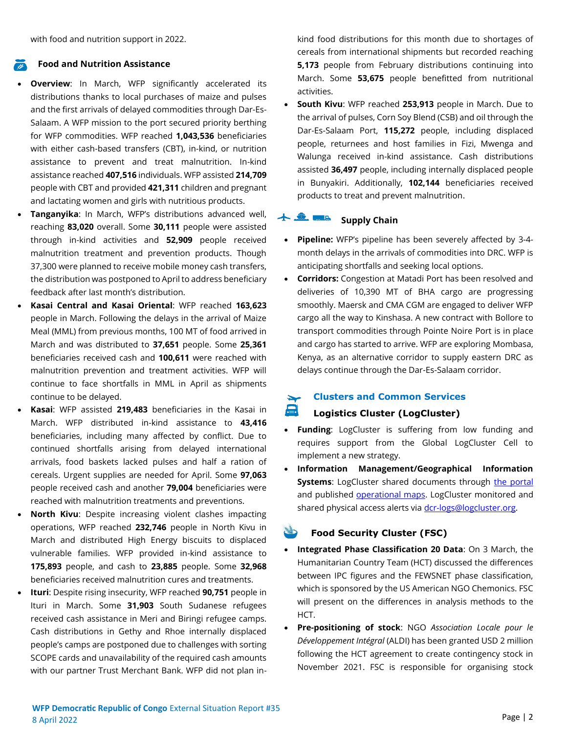with food and nutrition support in 2022.

## Food and Nutrition Assistance

- **Overview**: In March, WFP significantly accelerated its distributions thanks to local purchases of maize and pulses and the first arrivals of delayed commodities through Dar-Es-Salaam. A WFP mission to the port secured priority berthing for WFP commodities. WFP reached **1,043,536** beneficiaries with either cash-based transfers (CBT), in-kind, or nutrition assistance to prevent and treat malnutrition. In-kind assistance reached **407,516** individuals. WFP assisted **214,709** people with CBT and provided **421,311** children and pregnant and lactating women and girls with nutritious products.
- **Tanganyika**: In March, WFP's distributions advanced well, reaching **83,020** overall. Some **30,111** people were assisted through in-kind activities and **52,909** people received malnutrition treatment and prevention products. Though 37,300 were planned to receive mobile money cash transfers, the distribution was postponed to April to address beneficiary feedback after last month's distribution.
- **Kasai Central and Kasai Oriental**: WFP reached **163,623** people in March. Following the delays in the arrival of Maize Meal (MML) from previous months, 100 MT of food arrived in March and was distributed to **37,651** people. Some **25,361** beneficiaries received cash and **100,611** were reached with malnutrition prevention and treatment activities. WFP will continue to face shortfalls in MML in April as shipments continue to be delayed.
- **Kasai**: WFP assisted **219,483** beneficiaries in the Kasai in March. WFP distributed in-kind assistance to **43,416** beneficiaries, including many affected by conflict. Due to continued shortfalls arising from delayed international arrivals, food baskets lacked pulses and half a ration of cereals. Urgent supplies are needed for April. Some **97,063** people received cash and another **79,004** beneficiaries were reached with malnutrition treatments and preventions.
- **North Kivu**: Despite increasing violent clashes impacting operations, WFP reached **232,746** people in North Kivu in March and distributed High Energy biscuits to displaced vulnerable families. WFP provided in-kind assistance to **175,893** people, and cash to **23,885** people. Some **32,968** beneficiaries received malnutrition cures and treatments.
- **Ituri**: Despite rising insecurity, WFP reached **90,751** people in Ituri in March. Some **31,903** South Sudanese refugees received cash assistance in Meri and Biringi refugee camps. Cash distributions in Gethy and Rhoe internally displaced people's camps are postponed due to challenges with sorting SCOPE cards and unavailability of the required cash amounts with our partner Trust Merchant Bank. WFP did not plan in-kind food distributions for this month due to shortages of cereals from international shipments but recorded reaching **5,173** people from February distributions continuing into March. Some **53,675** people benefitted from nutritional activities.
- **South Kivu**: WFP reached **253,913** people in March. Due to the arrival of pulses, Corn Soy Blend (CSB) and oil through the Dar-Es-Salaam Port, **115,272** people, including displaced people, returnees and host families in Fizi, Mwenga and Walunga received in-kind assistance. Cash distributions assisted **36,497** people, including internally displaced people in Bunyakiri. Additionally, **102,144** beneficiaries received products to treat and prevent malnutrition.

## Supply Chain

- **Pipeline:** WFP's pipeline has been severely affected by 3-4-month delays in the arrivals of commodities into DRC. WFP is anticipating shortfalls and seeking local options.
- **Corridors:** Congestion at Matadi Port has been resolved and deliveries of 10,390 MT of BHA cargo are progressing smoothly. Maersk and CMA CGM are engaged to deliver WFP cargo all the way to Kinshasa. A new contract with Bollore to transport commodities through Pointe Noire Port is in place and cargo has started to arrive. WFP are exploring Mombasa, Kenya, as an alternative corridor to supply eastern DRC as delays continue through the Dar-Es-Salaam corridor.

## Clusters and Common Services

### Logistics Cluster (LogCluster)

- **Funding**: LogCluster is suffering from low funding and requires support from the Global LogCluster Cell to implement a new strategy.
- **Information Management/Geographical Information Systems**: LogCluster shared documents through the portal and published operational maps. LogCluster monitored and shared physical access alerts via dcr-logs@logcluster.org.

### Food Security Cluster (FSC)

- **Integrated Phase Classification 20 Data**: On 3 March, the Humanitarian Country Team (HCT) discussed the differences between IPC figures and the FEWSNET phase classification, which is sponsored by the US American NGO Chemonics. FSC will present on the differences in analysis methods to the HCT.
- **Pre-positioning of stock**: NGO *Association Locale pour le Développement Intégral* (ALDI) has been granted USD 2 million following the HCT agreement to create contingency stock in November 2021. FSC is responsible for organising stock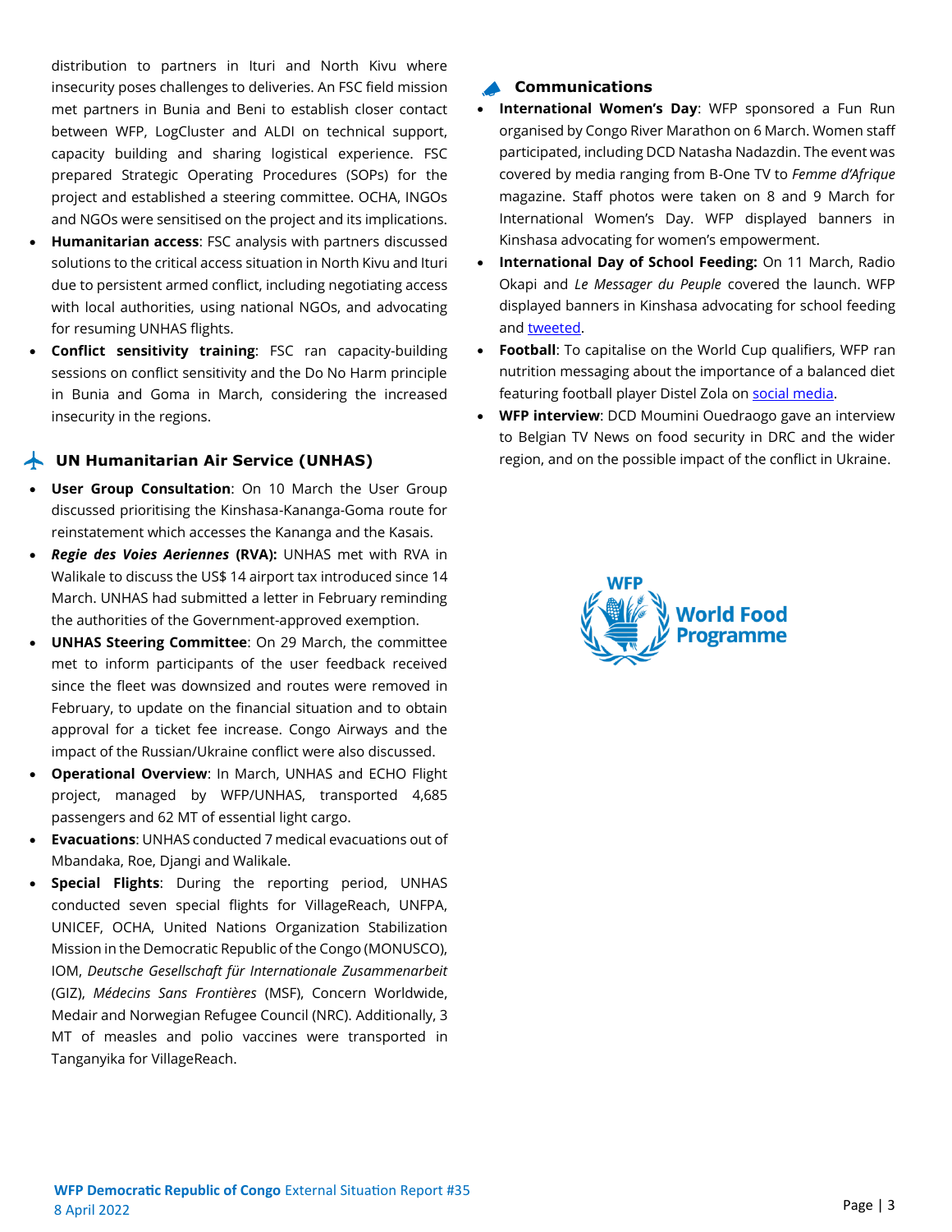distribution to partners in Ituri and North Kivu where insecurity poses challenges to deliveries. An FSC field mission met partners in Bunia and Beni to establish closer contact between WFP, LogCluster and ALDI on technical support, capacity building and sharing logistical experience. FSC prepared Strategic Operating Procedures (SOPs) for the project and established a steering committee. OCHA, INGOs and NGOs were sensitised on the project and its implications.

- **Humanitarian access**: FSC analysis with partners discussed solutions to the critical access situation in North Kivu and Ituri due to persistent armed conflict, including negotiating access with local authorities, using national NGOs, and advocating for resuming UNHAS flights.
- **Conflict sensitivity training**: FSC ran capacity-building sessions on conflict sensitivity and the Do No Harm principle in Bunia and Goma in March, considering the increased insecurity in the regions.

## UN Humanitarian Air Service (UNHAS)

- **User Group Consultation**: On 10 March the User Group discussed prioritising the Kinshasa-Kananga-Goma route for reinstatement which accesses the Kananga and the Kasais.
- ***Regie des Voies Aeriennes*** **(RVA):** UNHAS met with RVA in Walikale to discuss the US$ 14 airport tax introduced since 14 March. UNHAS had submitted a letter in February reminding the authorities of the Government-approved exemption.
- **UNHAS Steering Committee**: On 29 March, the committee met to inform participants of the user feedback received since the fleet was downsized and routes were removed in February, to update on the financial situation and to obtain approval for a ticket fee increase. Congo Airways and the impact of the Russian/Ukraine conflict were also discussed.
- **Operational Overview**: In March, UNHAS and ECHO Flight project, managed by WFP/UNHAS, transported 4,685 passengers and 62 MT of essential light cargo.
- **Evacuations**: UNHAS conducted 7 medical evacuations out of Mbandaka, Roe, Djangi and Walikale.
- **Special Flights**: During the reporting period, UNHAS conducted seven special flights for VillageReach, UNFPA, UNICEF, OCHA, United Nations Organization Stabilization Mission in the Democratic Republic of the Congo (MONUSCO), IOM, *Deutsche Gesellschaft für Internationale Zusammenarbeit* (GIZ), *Médecins Sans Frontières* (MSF), Concern Worldwide, Medair and Norwegian Refugee Council (NRC). Additionally, 3 MT of measles and polio vaccines were transported in Tanganyika for VillageReach.

## Communications

- **International Women's Day**: WFP sponsored a Fun Run organised by Congo River Marathon on 6 March. Women staff participated, including DCD Natasha Nadazdin. The event was covered by media ranging from B-One TV to *Femme d'Afrique* magazine. Staff photos were taken on 8 and 9 March for International Women's Day. WFP displayed banners in Kinshasa advocating for women's empowerment.
- **International Day of School Feeding:** On 11 March, Radio Okapi and *Le Messager du Peuple* covered the launch. WFP displayed banners in Kinshasa advocating for school feeding and tweeted.
- **Football**: To capitalise on the World Cup qualifiers, WFP ran nutrition messaging about the importance of a balanced diet featuring football player Distel Zola on social media.
- **WFP interview**: DCD Moumini Ouedraogo gave an interview to Belgian TV News on food security in DRC and the wider region, and on the possible impact of the conflict in Ukraine.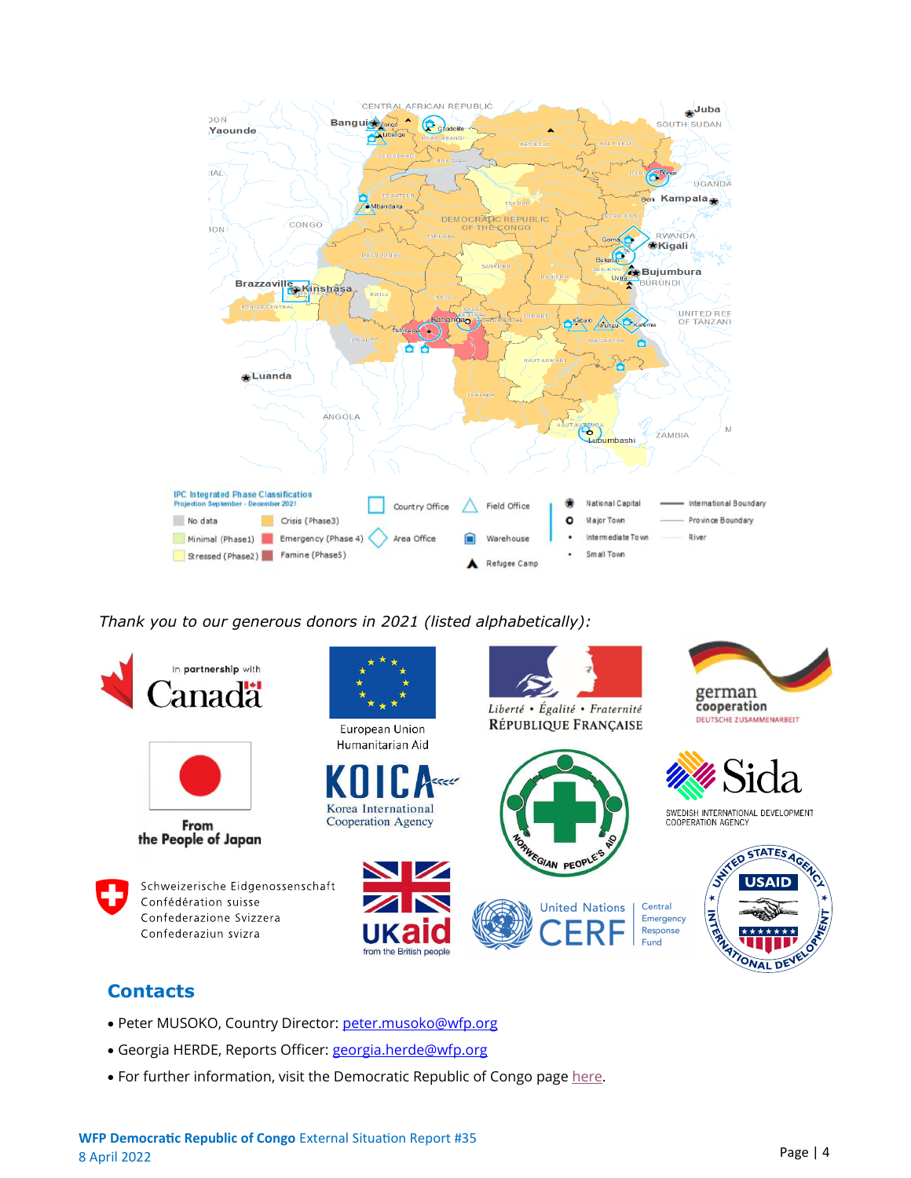IPC Integrated Phase Classification
Projection September - December 2021

No data
Minimal (Phase1)
Stressed (Phase2)
Crisis (Phase3)
Emergency (Phase 4)
Famine (Phase5)
Country Office
Area Office
Field Office
Warehouse
Refugee Camp
National Capital
Major Town
Intermediate Town
Small Town
International Boundary
Province Boundary
River

*Thank you to our generous donors in 2021 (listed alphabetically):*

In partnership with Canada

European Union Humanitarian Aid

Liberté • Égalité • Fraternité
RÉPUBLIQUE FRANÇAISE

german cooperation
DEUTSCHE ZUSAMMENARBEIT

From the People of Japan

KOICA Korea International Cooperation Agency

NORWEGIAN PEOPLE'S AID

Sida
SWEDISH INTERNATIONAL DEVELOPMENT COOPERATION AGENCY

Schweizerische Eidgenossenschaft
Confédération suisse
Confederazione Svizzera
Confederaziun svizra

UKaid from the British people

United Nations CERF Central Emergency Response Fund

USAID
UNITED STATES AGENCY INTERNATIONAL DEVELOPMENT

## Contacts

- Peter MUSOKO, Country Director: peter.musoko@wfp.org
- Georgia HERDE, Reports Officer: georgia.herde@wfp.org
- For further information, visit the Democratic Republic of Congo page here.